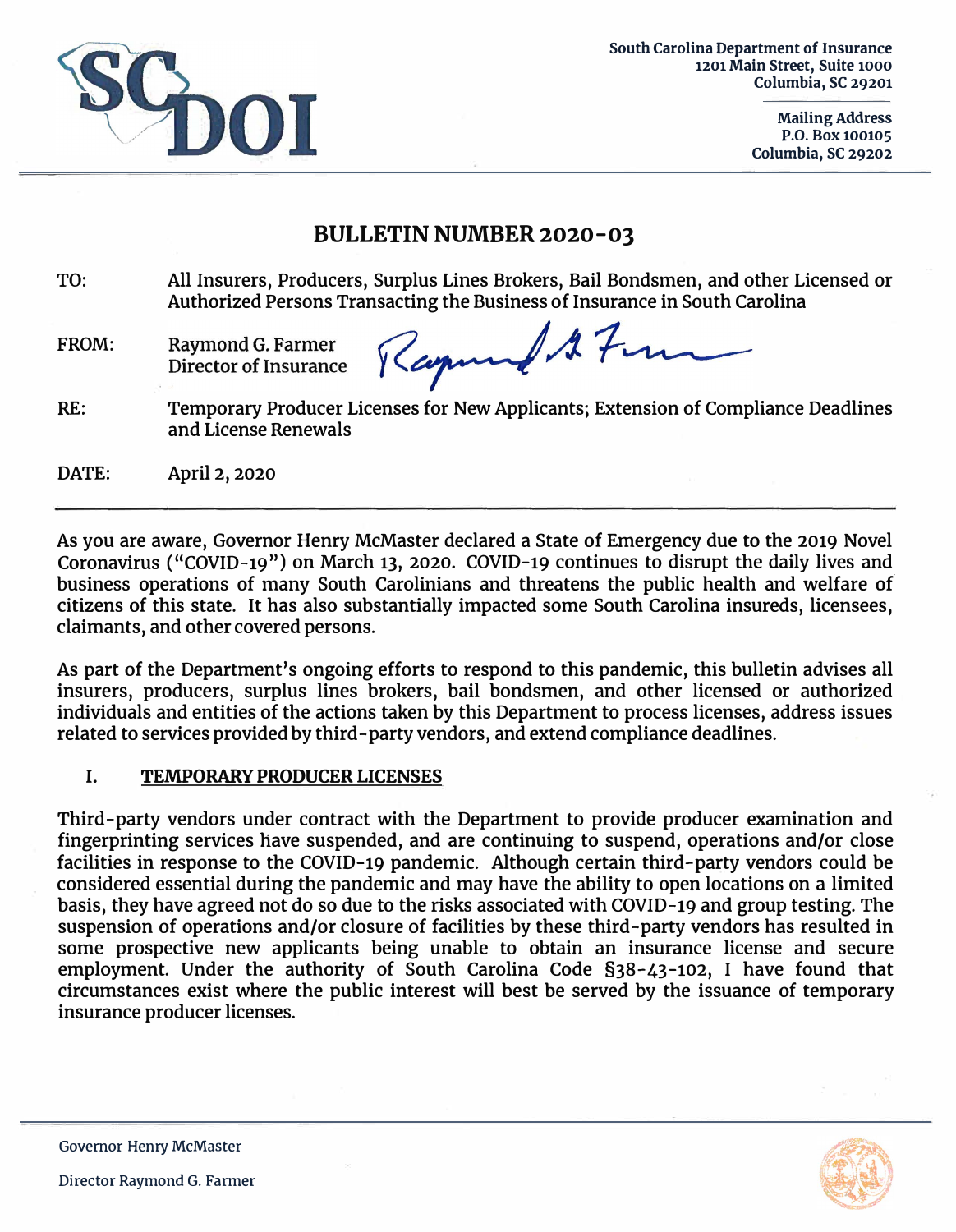South Carolina Department of Insurance
1201 Main Street, Suite 1000
Columbia, SC 29201

Mailing Address
P.O. Box 100105
Columbia, SC 29202

# BULLETIN NUMBER 2020-03

**TO:** All Insurers, Producers, Surplus Lines Brokers, Bail Bondsmen, and other Licensed or Authorized Persons Transacting the Business of Insurance in South Carolina

**FROM:** Raymond G. Farmer
Director of Insurance

**RE:** Temporary Producer Licenses for New Applicants; Extension of Compliance Deadlines and License Renewals

**DATE:** April 2, 2020

---

As you are aware, Governor Henry McMaster declared a State of Emergency due to the 2019 Novel Coronavirus ("COVID-19") on March 13, 2020. COVID-19 continues to disrupt the daily lives and business operations of many South Carolinians and threatens the public health and welfare of citizens of this state. It has also substantially impacted some South Carolina insureds, licensees, claimants, and other covered persons.

As part of the Department's ongoing efforts to respond to this pandemic, this bulletin advises all insurers, producers, surplus lines brokers, bail bondsmen, and other licensed or authorized individuals and entities of the actions taken by this Department to process licenses, address issues related to services provided by third-party vendors, and extend compliance deadlines.

## I. TEMPORARY PRODUCER LICENSES

Third-party vendors under contract with the Department to provide producer examination and fingerprinting services have suspended, and are continuing to suspend, operations and/or close facilities in response to the COVID-19 pandemic. Although certain third-party vendors could be considered essential during the pandemic and may have the ability to open locations on a limited basis, they have agreed not do so due to the risks associated with COVID-19 and group testing. The suspension of operations and/or closure of facilities by these third-party vendors has resulted in some prospective new applicants being unable to obtain an insurance license and secure employment. Under the authority of South Carolina Code §38-43-102, I have found that circumstances exist where the public interest will best be served by the issuance of temporary insurance producer licenses.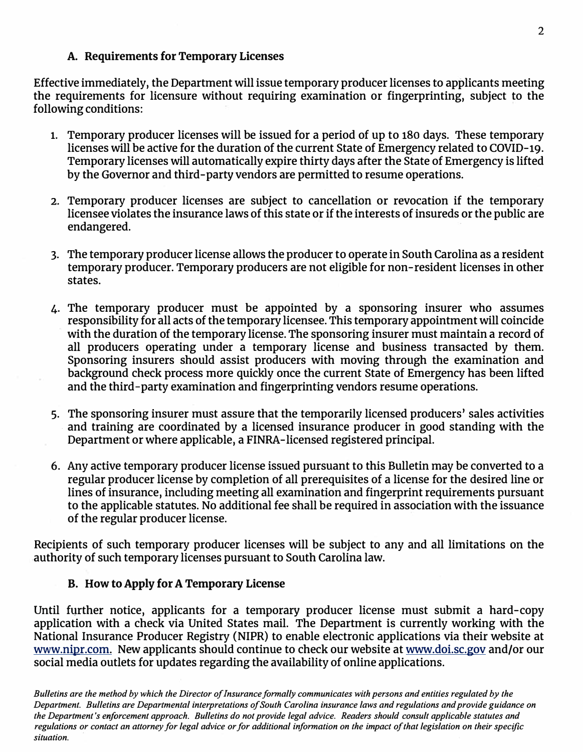### A. Requirements for Temporary Licenses

Effective immediately, the Department will issue temporary producer licenses to applicants meeting the requirements for licensure without requiring examination or fingerprinting, subject to the following conditions:

1. Temporary producer licenses will be issued for a period of up to 180 days. These temporary licenses will be active for the duration of the current State of Emergency related to COVID-19. Temporary licenses will automatically expire thirty days after the State of Emergency is lifted by the Governor and third-party vendors are permitted to resume operations.

2. Temporary producer licenses are subject to cancellation or revocation if the temporary licensee violates the insurance laws of this state or if the interests of insureds or the public are endangered.

3. The temporary producer license allows the producer to operate in South Carolina as a resident temporary producer. Temporary producers are not eligible for non-resident licenses in other states.

4. The temporary producer must be appointed by a sponsoring insurer who assumes responsibility for all acts of the temporary licensee. This temporary appointment will coincide with the duration of the temporary license. The sponsoring insurer must maintain a record of all producers operating under a temporary license and business transacted by them. Sponsoring insurers should assist producers with moving through the examination and background check process more quickly once the current State of Emergency has been lifted and the third-party examination and fingerprinting vendors resume operations.

5. The sponsoring insurer must assure that the temporarily licensed producers' sales activities and training are coordinated by a licensed insurance producer in good standing with the Department or where applicable, a FINRA-licensed registered principal.

6. Any active temporary producer license issued pursuant to this Bulletin may be converted to a regular producer license by completion of all prerequisites of a license for the desired line or lines of insurance, including meeting all examination and fingerprint requirements pursuant to the applicable statutes. No additional fee shall be required in association with the issuance of the regular producer license.

Recipients of such temporary producer licenses will be subject to any and all limitations on the authority of such temporary licenses pursuant to South Carolina law.

### B. How to Apply for A Temporary License

Until further notice, applicants for a temporary producer license must submit a hard-copy application with a check via United States mail. The Department is currently working with the National Insurance Producer Registry (NIPR) to enable electronic applications via their website at www.nipr.com. New applicants should continue to check our website at www.doi.sc.gov and/or our social media outlets for updates regarding the availability of online applications.

*Bulletins are the method by which the Director of Insurance formally communicates with persons and entities regulated by the Department. Bulletins are Departmental interpretations of South Carolina insurance laws and regulations and provide guidance on the Department's enforcement approach. Bulletins do not provide legal advice. Readers should consult applicable statutes and regulations or contact an attorney for legal advice or for additional information on the impact of that legislation on their specific situation.*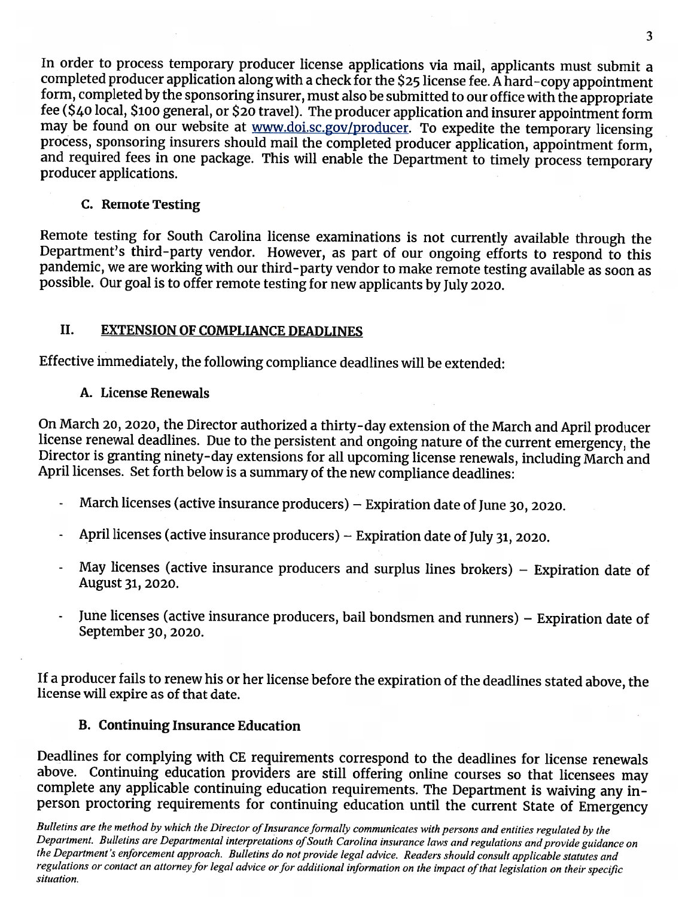In order to process temporary producer license applications via mail, applicants must submit a completed producer application along with a check for the $25 license fee. A hard-copy appointment form, completed by the sponsoring insurer, must also be submitted to our office with the appropriate fee ($40 local, $100 general, or $20 travel). The producer application and insurer appointment form may be found on our website at www.doi.sc.gov/producer. To expedite the temporary licensing process, sponsoring insurers should mail the completed producer application, appointment form, and required fees in one package. This will enable the Department to timely process temporary producer applications.

### C. Remote Testing

Remote testing for South Carolina license examinations is not currently available through the Department's third-party vendor. However, as part of our ongoing efforts to respond to this pandemic, we are working with our third-party vendor to make remote testing available as soon as possible. Our goal is to offer remote testing for new applicants by July 2020.

## II. EXTENSION OF COMPLIANCE DEADLINES

Effective immediately, the following compliance deadlines will be extended:

### A. License Renewals

On March 20, 2020, the Director authorized a thirty-day extension of the March and April producer license renewal deadlines. Due to the persistent and ongoing nature of the current emergency, the Director is granting ninety-day extensions for all upcoming license renewals, including March and April licenses. Set forth below is a summary of the new compliance deadlines:

- March licenses (active insurance producers) – Expiration date of June 30, 2020.
- April licenses (active insurance producers) – Expiration date of July 31, 2020.
- May licenses (active insurance producers and surplus lines brokers) – Expiration date of August 31, 2020.
- June licenses (active insurance producers, bail bondsmen and runners) – Expiration date of September 30, 2020.

If a producer fails to renew his or her license before the expiration of the deadlines stated above, the license will expire as of that date.

### B. Continuing Insurance Education

Deadlines for complying with CE requirements correspond to the deadlines for license renewals above. Continuing education providers are still offering online courses so that licensees may complete any applicable continuing education requirements. The Department is waiving any in-person proctoring requirements for continuing education until the current State of Emergency

*Bulletins are the method by which the Director of Insurance formally communicates with persons and entities regulated by the Department. Bulletins are Departmental interpretations of South Carolina insurance laws and regulations and provide guidance on the Department's enforcement approach. Bulletins do not provide legal advice. Readers should consult applicable statutes and regulations or contact an attorney for legal advice or for additional information on the impact of that legislation on their specific situation.*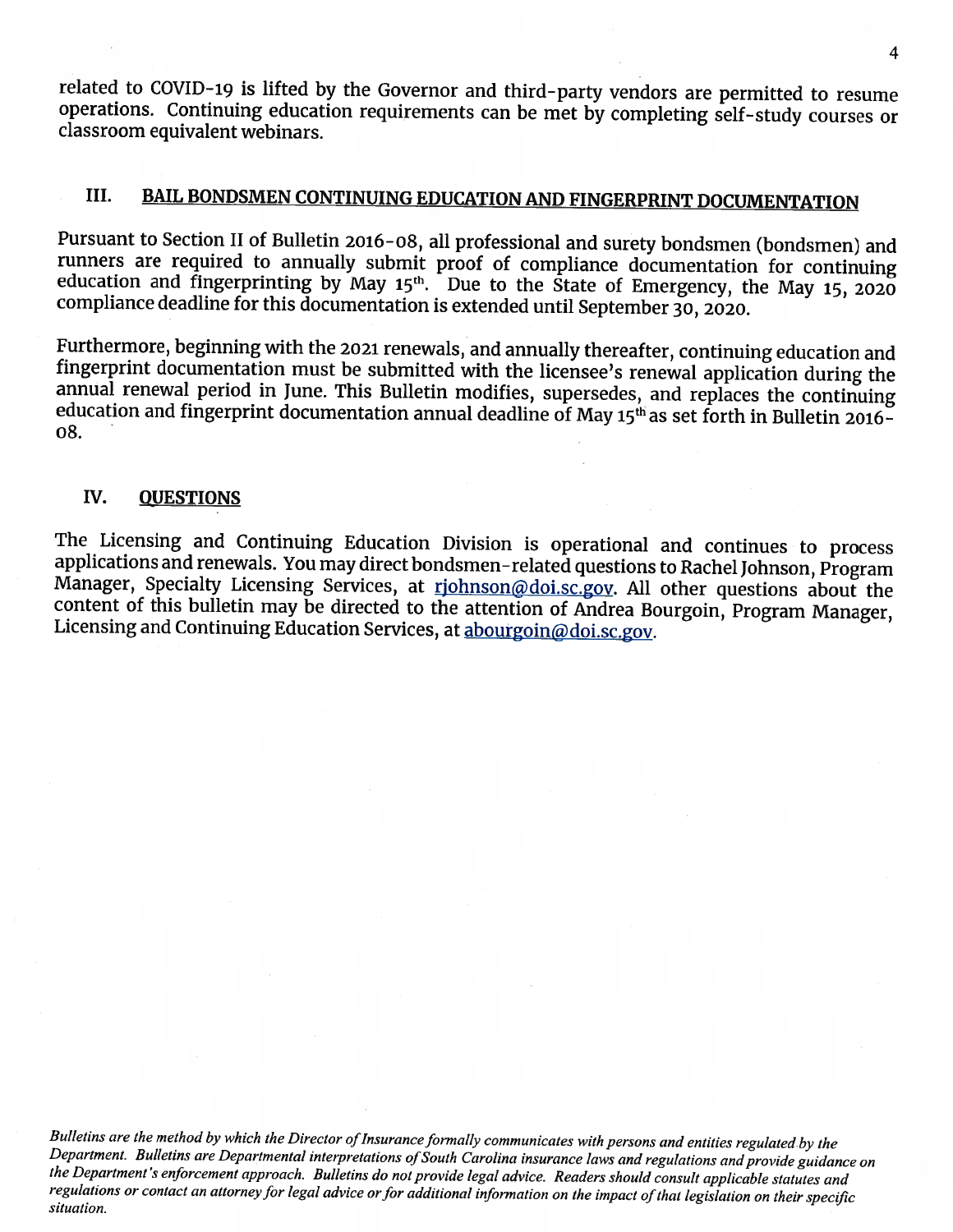related to COVID-19 is lifted by the Governor and third-party vendors are permitted to resume operations. Continuing education requirements can be met by completing self-study courses or classroom equivalent webinars.

## III. BAIL BONDSMEN CONTINUING EDUCATION AND FINGERPRINT DOCUMENTATION

Pursuant to Section II of Bulletin 2016-08, all professional and surety bondsmen (bondsmen) and runners are required to annually submit proof of compliance documentation for continuing education and fingerprinting by May 15th. Due to the State of Emergency, the May 15, 2020 compliance deadline for this documentation is extended until September 30, 2020.

Furthermore, beginning with the 2021 renewals, and annually thereafter, continuing education and fingerprint documentation must be submitted with the licensee's renewal application during the annual renewal period in June. This Bulletin modifies, supersedes, and replaces the continuing education and fingerprint documentation annual deadline of May 15th as set forth in Bulletin 2016-08.

## IV. QUESTIONS

The Licensing and Continuing Education Division is operational and continues to process applications and renewals. You may direct bondsmen-related questions to Rachel Johnson, Program Manager, Specialty Licensing Services, at rjohnson@doi.sc.gov. All other questions about the content of this bulletin may be directed to the attention of Andrea Bourgoin, Program Manager, Licensing and Continuing Education Services, at abourgoin@doi.sc.gov.

*Bulletins are the method by which the Director of Insurance formally communicates with persons and entities regulated by the Department. Bulletins are Departmental interpretations of South Carolina insurance laws and regulations and provide guidance on the Department's enforcement approach. Bulletins do not provide legal advice. Readers should consult applicable statutes and regulations or contact an attorney for legal advice or for additional information on the impact of that legislation on their specific situation.*